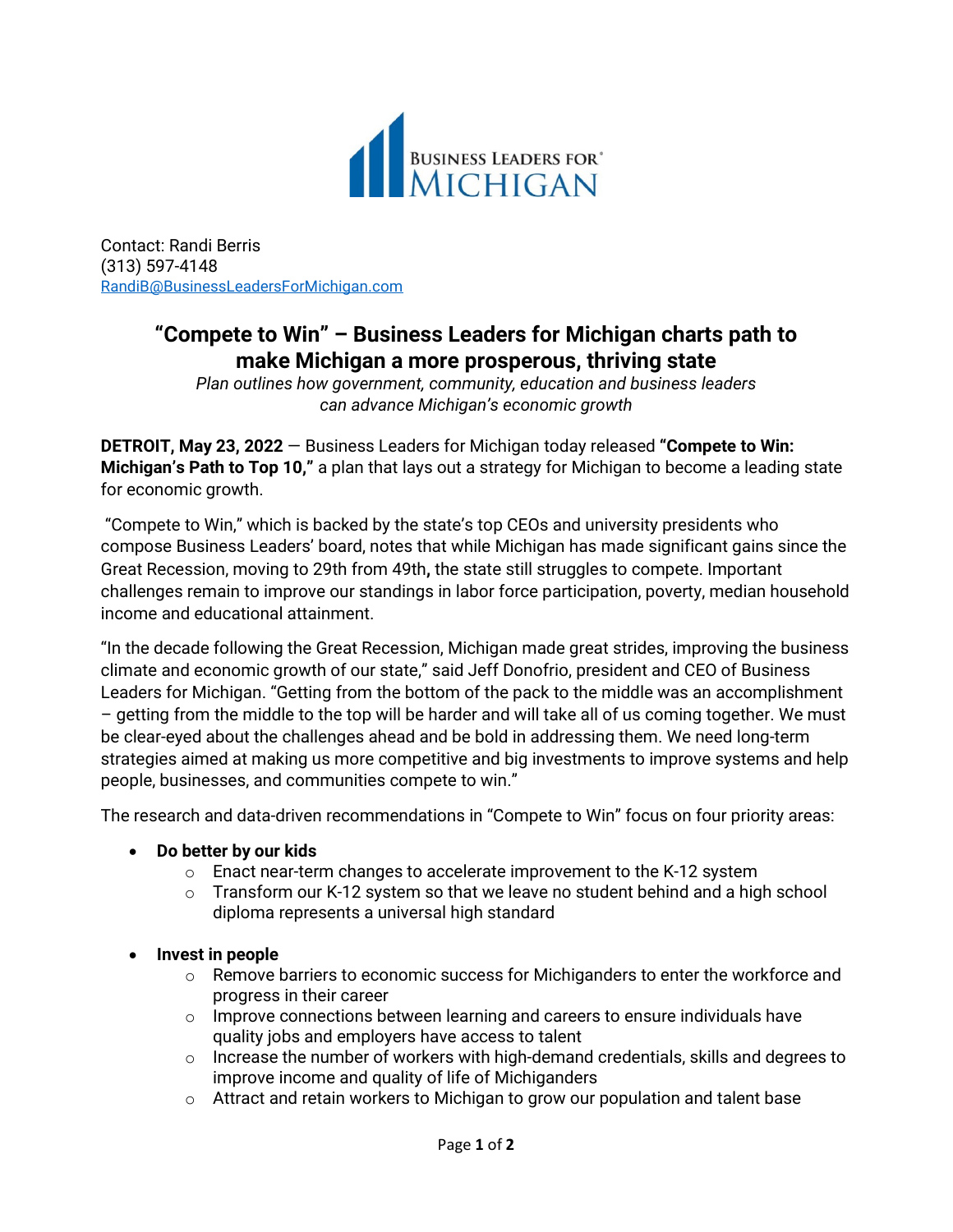Contact: Randi Berris
(313) 597-4148
RandiB@BusinessLeadersForMichigan.com

# "Compete to Win" – Business Leaders for Michigan charts path to make Michigan a more prosperous, thriving state

*Plan outlines how government, community, education and business leaders can advance Michigan's economic growth*

**DETROIT, May 23, 2022** — Business Leaders for Michigan today released **"Compete to Win: Michigan's Path to Top 10,"** a plan that lays out a strategy for Michigan to become a leading state for economic growth.

"Compete to Win," which is backed by the state's top CEOs and university presidents who compose Business Leaders' board, notes that while Michigan has made significant gains since the Great Recession, moving to 29th from 49th**,** the state still struggles to compete. Important challenges remain to improve our standings in labor force participation, poverty, median household income and educational attainment.

"In the decade following the Great Recession, Michigan made great strides, improving the business climate and economic growth of our state," said Jeff Donofrio, president and CEO of Business Leaders for Michigan. "Getting from the bottom of the pack to the middle was an accomplishment – getting from the middle to the top will be harder and will take all of us coming together. We must be clear-eyed about the challenges ahead and be bold in addressing them. We need long-term strategies aimed at making us more competitive and big investments to improve systems and help people, businesses, and communities compete to win."

The research and data-driven recommendations in "Compete to Win" focus on four priority areas:

- **Do better by our kids**
  - Enact near-term changes to accelerate improvement to the K-12 system
  - Transform our K-12 system so that we leave no student behind and a high school diploma represents a universal high standard
- **Invest in people**
  - Remove barriers to economic success for Michiganders to enter the workforce and progress in their career
  - Improve connections between learning and careers to ensure individuals have quality jobs and employers have access to talent
  - Increase the number of workers with high-demand credentials, skills and degrees to improve income and quality of life of Michiganders
  - Attract and retain workers to Michigan to grow our population and talent base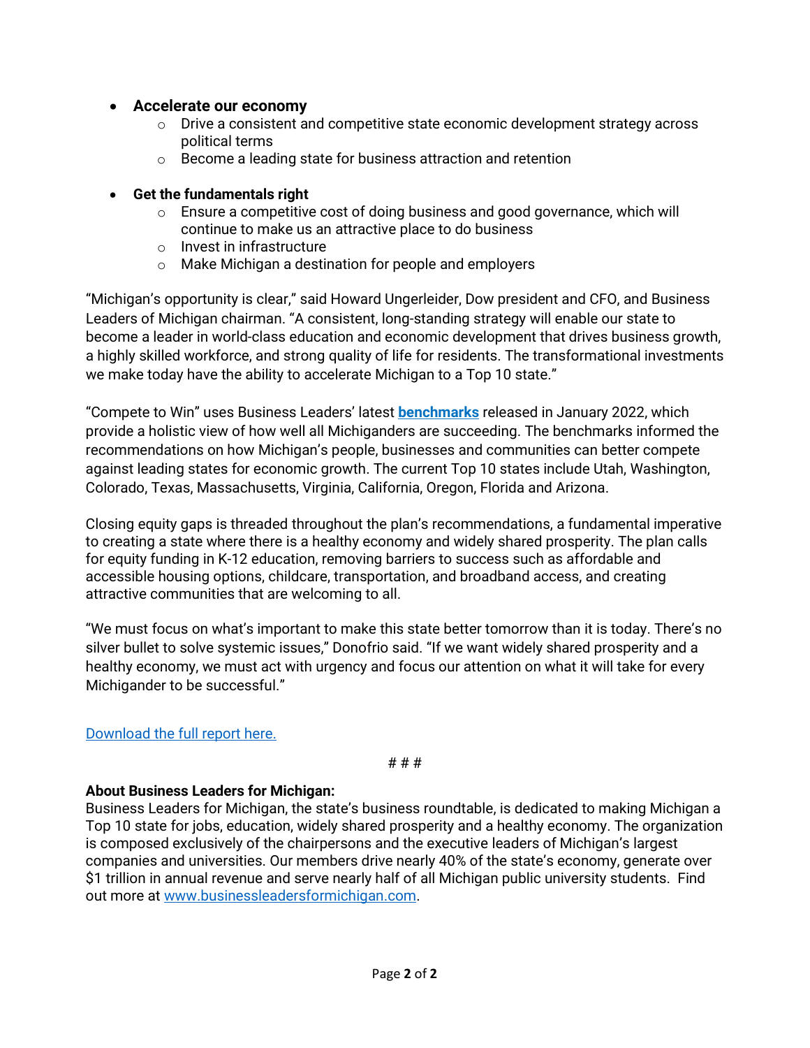- **Accelerate our economy**
  - Drive a consistent and competitive state economic development strategy across political terms
  - Become a leading state for business attraction and retention

- **Get the fundamentals right**
  - Ensure a competitive cost of doing business and good governance, which will continue to make us an attractive place to do business
  - Invest in infrastructure
  - Make Michigan a destination for people and employers

"Michigan's opportunity is clear," said Howard Ungerleider, Dow president and CFO, and Business Leaders of Michigan chairman. "A consistent, long-standing strategy will enable our state to become a leader in world-class education and economic development that drives business growth, a highly skilled workforce, and strong quality of life for residents. The transformational investments we make today have the ability to accelerate Michigan to a Top 10 state."

"Compete to Win" uses Business Leaders' latest **benchmarks** released in January 2022, which provide a holistic view of how well all Michiganders are succeeding. The benchmarks informed the recommendations on how Michigan's people, businesses and communities can better compete against leading states for economic growth. The current Top 10 states include Utah, Washington, Colorado, Texas, Massachusetts, Virginia, California, Oregon, Florida and Arizona.

Closing equity gaps is threaded throughout the plan's recommendations, a fundamental imperative to creating a state where there is a healthy economy and widely shared prosperity. The plan calls for equity funding in K-12 education, removing barriers to success such as affordable and accessible housing options, childcare, transportation, and broadband access, and creating attractive communities that are welcoming to all.

"We must focus on what's important to make this state better tomorrow than it is today. There's no silver bullet to solve systemic issues," Donofrio said. "If we want widely shared prosperity and a healthy economy, we must act with urgency and focus our attention on what it will take for every Michigander to be successful."

Download the full report here.

# # #

**About Business Leaders for Michigan:**
Business Leaders for Michigan, the state's business roundtable, is dedicated to making Michigan a Top 10 state for jobs, education, widely shared prosperity and a healthy economy. The organization is composed exclusively of the chairpersons and the executive leaders of Michigan's largest companies and universities. Our members drive nearly 40% of the state's economy, generate over $1 trillion in annual revenue and serve nearly half of all Michigan public university students. Find out more at www.businessleadersformichigan.com.